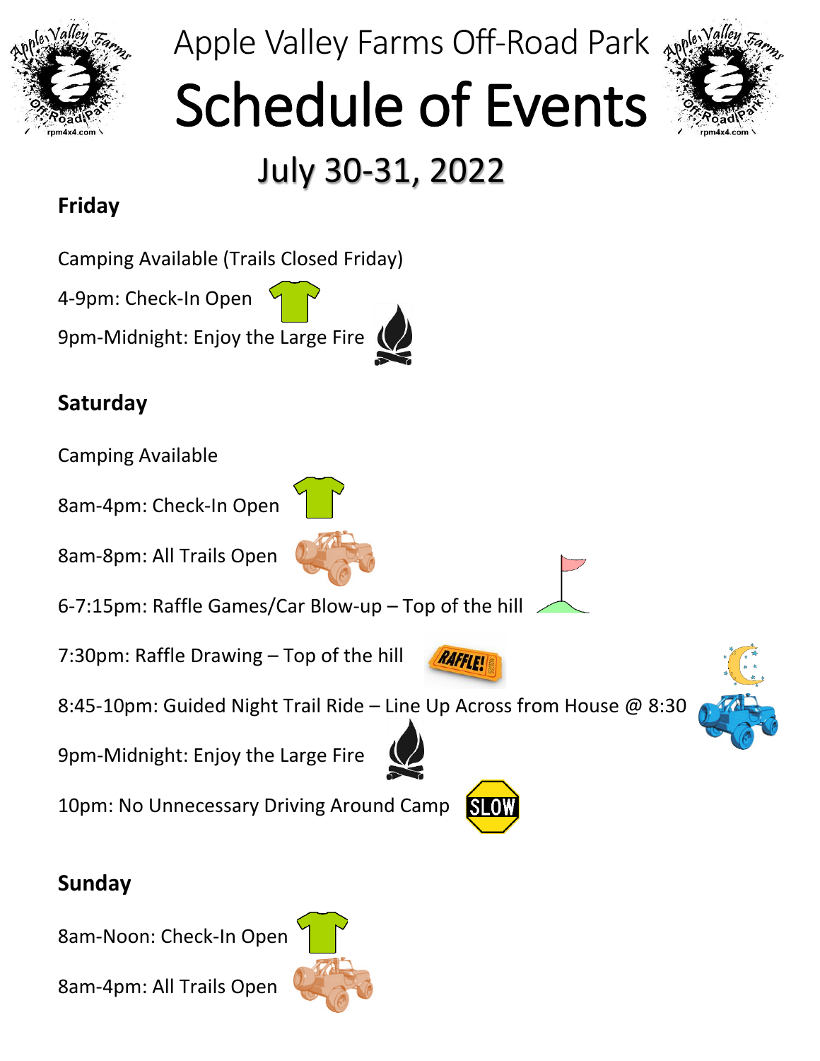# Apple Valley Farms Off-Road Park

# Schedule of Events

## July 30-31, 2022

### Friday

Camping Available (Trails Closed Friday)

4-9pm: Check-In Open

9pm-Midnight: Enjoy the Large Fire

### Saturday

Camping Available

8am-4pm: Check-In Open

8am-8pm: All Trails Open

6-7:15pm: Raffle Games/Car Blow-up – Top of the hill

7:30pm: Raffle Drawing – Top of the hill

8:45-10pm: Guided Night Trail Ride – Line Up Across from House @ 8:30

9pm-Midnight: Enjoy the Large Fire

10pm: No Unnecessary Driving Around Camp

### Sunday

8am-Noon: Check-In Open

8am-4pm: All Trails Open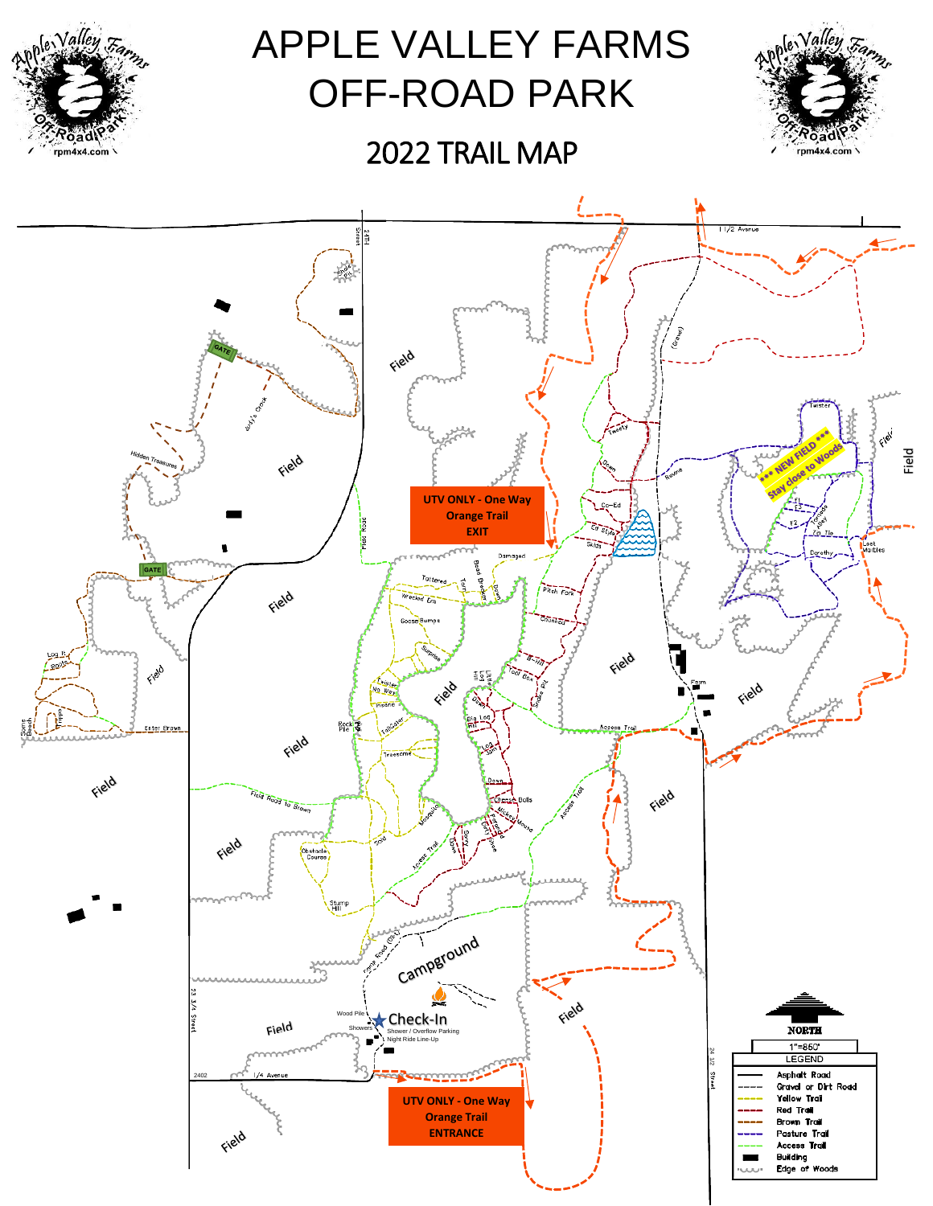# APPLE VALLEY FARMS OFF-ROAD PARK

## 2022 TRAIL MAP

**UTV ONLY - One Way Orange Trail EXIT**

**UTV ONLY - One Way Orange Trail ENTRANCE**

**\*\*\* NEW FIELD \*\*\* Stay close to Woods**

Check-In
Shower / Overflow Parking
Night Ride Line-Up

NORTH

1"=850'

| LEGEND | |
|---|---|
| Asphalt Road | |
| Gravel or Dirt Road | |
| Yellow Trail | |
| Red Trail | |
| Brown Trail | |
| Pasture Trail | |
| Access Trail | |
| Building | |
| Edge of Woods | |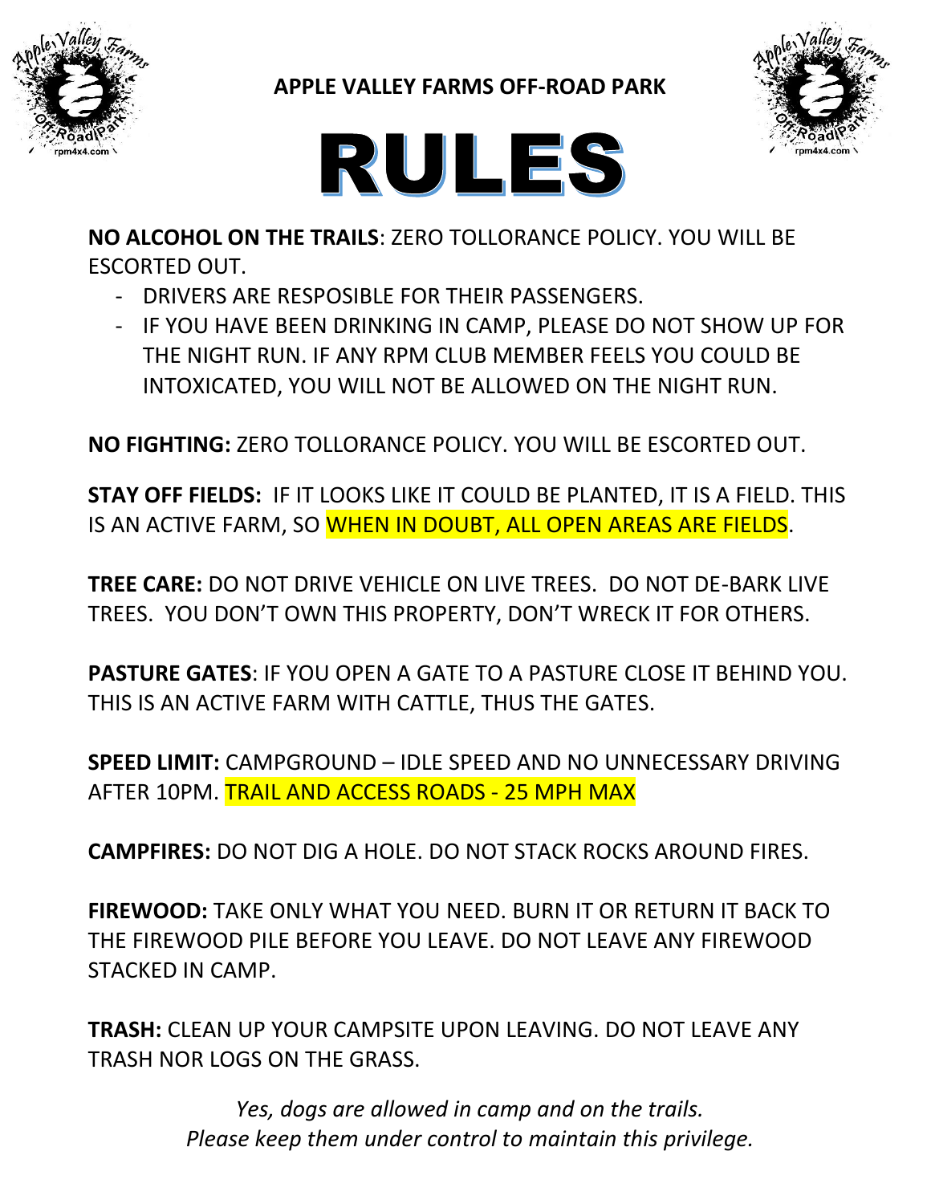APPLE VALLEY FARMS OFF-ROAD PARK

# RULES

**NO ALCOHOL ON THE TRAILS**: ZERO TOLLORANCE POLICY. YOU WILL BE ESCORTED OUT.

- DRIVERS ARE RESPOSIBLE FOR THEIR PASSENGERS.
- IF YOU HAVE BEEN DRINKING IN CAMP, PLEASE DO NOT SHOW UP FOR THE NIGHT RUN. IF ANY RPM CLUB MEMBER FEELS YOU COULD BE INTOXICATED, YOU WILL NOT BE ALLOWED ON THE NIGHT RUN.

**NO FIGHTING:** ZERO TOLLORANCE POLICY. YOU WILL BE ESCORTED OUT.

**STAY OFF FIELDS:** IF IT LOOKS LIKE IT COULD BE PLANTED, IT IS A FIELD. THIS IS AN ACTIVE FARM, SO WHEN IN DOUBT, ALL OPEN AREAS ARE FIELDS.

**TREE CARE:** DO NOT DRIVE VEHICLE ON LIVE TREES. DO NOT DE-BARK LIVE TREES. YOU DON'T OWN THIS PROPERTY, DON'T WRECK IT FOR OTHERS.

**PASTURE GATES**: IF YOU OPEN A GATE TO A PASTURE CLOSE IT BEHIND YOU. THIS IS AN ACTIVE FARM WITH CATTLE, THUS THE GATES.

**SPEED LIMIT:** CAMPGROUND – IDLE SPEED AND NO UNNECESSARY DRIVING AFTER 10PM. TRAIL AND ACCESS ROADS - 25 MPH MAX

**CAMPFIRES:** DO NOT DIG A HOLE. DO NOT STACK ROCKS AROUND FIRES.

**FIREWOOD:** TAKE ONLY WHAT YOU NEED. BURN IT OR RETURN IT BACK TO THE FIREWOOD PILE BEFORE YOU LEAVE. DO NOT LEAVE ANY FIREWOOD STACKED IN CAMP.

**TRASH:** CLEAN UP YOUR CAMPSITE UPON LEAVING. DO NOT LEAVE ANY TRASH NOR LOGS ON THE GRASS.

*Yes, dogs are allowed in camp and on the trails.*
*Please keep them under control to maintain this privilege.*